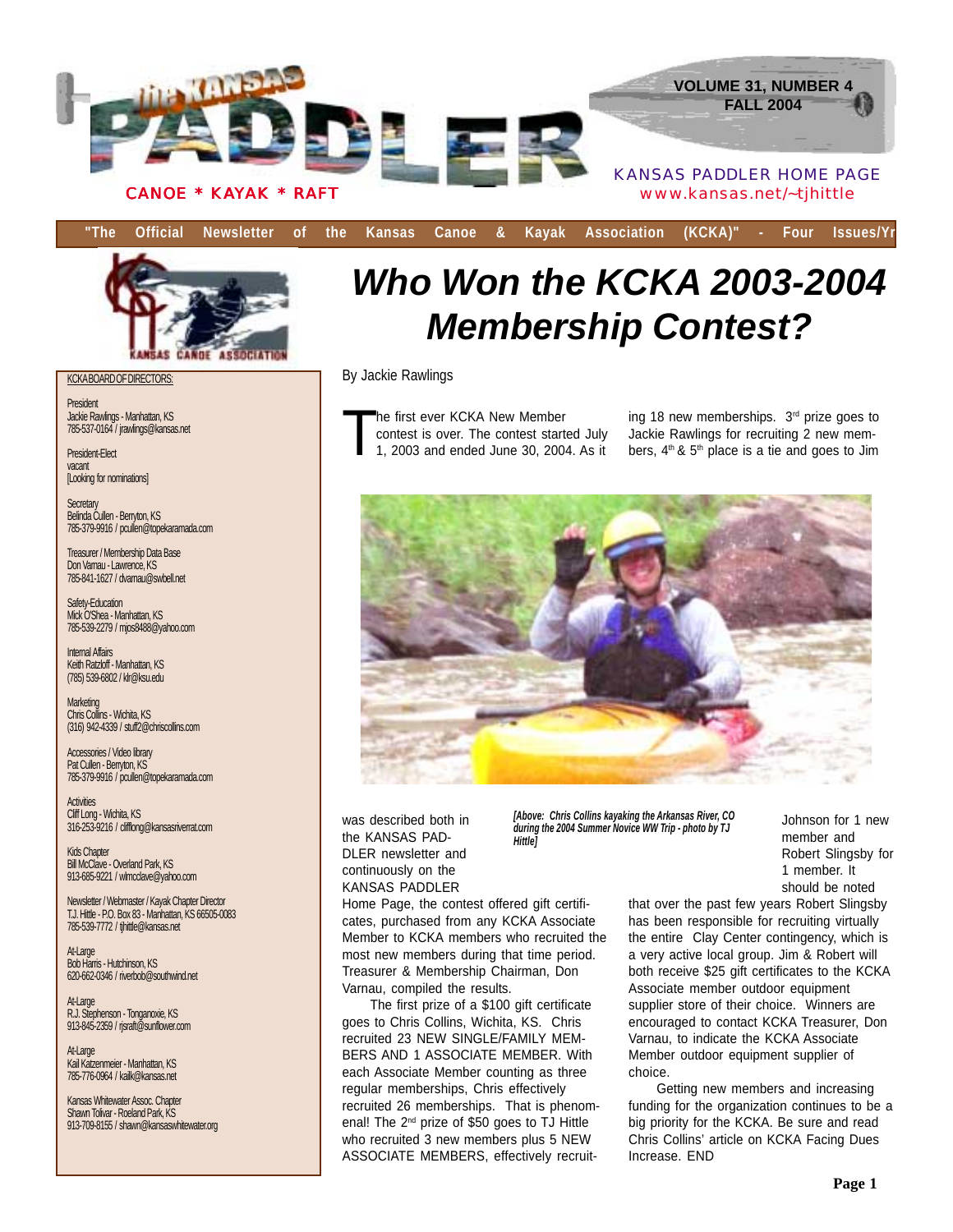# the KANSAS PADDLER

CANOE * KAYAK * RAFT

VOLUME 31, NUMBER 4
FALL 2004

KANSAS PADDLER HOME PAGE
www.kansas.net/~tjhittle

"The Official Newsletter of the Kansas Canoe & Kayak Association (KCKA)" - Four Issues/Yr

KCKA BOARD OF DIRECTORS:

President
Jackie Rawlings - Manhattan, KS
785-537-0164 / jrawlings@kansas.net

President-Elect
vacant
[Looking for nominations]

Secretary
Belinda Cullen - Berryton, KS
785-379-9916 / pcullen@topekaramada.com

Treasurer / Membership Data Base
Don Varnau - Lawrence, KS
785-841-1627 / dvarnau@swbell.net

Safety-Education
Mick O'Shea - Manhattan, KS
785-539-2279 / mjos8488@yahoo.com

Internal Affairs
Keith Ratzloff - Manhattan, KS
(785) 539-6802 / klr@ksu.edu

Marketing
Chris Collins - Wichita, KS
(316) 942-4339 / stuff2@chriscollins.com

Accessories / Video library
Pat Cullen - Berryton, KS
785-379-9916 / pcullen@topekaramada.com

Activities
Cliff Long - Wichita, KS
316-253-9216 / clifflong@kansasriverrat.com

Kids Chapter
Bill McClave - Overland Park, KS
913-685-9221 / wlmcclave@yahoo.com

Newsletter / Webmaster / Kayak Chapter Director
T.J. Hittle - P.O. Box 83 - Manhattan, KS 66505-0083
785-539-7772 / tjhittle@kansas.net

At-Large
Bob Harris - Hutchinson, KS
620-662-0346 / riverbob@southwind.net

At-Large
R.J. Stephenson - Tonganoxie, KS
913-845-2359 / rjsraft@sunflower.com

At-Large
Kail Katzenmeier - Manhattan, KS
785-776-0964 / kailk@kansas.net

Kansas Whitewater Assoc. Chapter
Shawn Tolivar - Roeland Park, KS
913-709-8155 / shawn@kansaswhitewater.org

## Who Won the KCKA 2003-2004 Membership Contest?

By Jackie Rawlings

The first ever KCKA New Member contest is over. The contest started July 1, 2003 and ended June 30, 2004. As it was described both in the KANSAS PADDLER newsletter and continuously on the KANSAS PADDLER Home Page, the contest offered gift certificates, purchased from any KCKA Associate Member to KCKA members who recruited the most new members during that time period. Treasurer & Membership Chairman, Don Varnau, compiled the results.

The first prize of a $100 gift certificate goes to Chris Collins, Wichita, KS. Chris recruited 23 NEW SINGLE/FAMILY MEMBERS AND 1 ASSOCIATE MEMBER. With each Associate Member counting as three regular memberships, Chris effectively recruited 26 memberships. That is phenomenal! The 2nd prize of $50 goes to TJ Hittle who recruited 3 new members plus 5 NEW ASSOCIATE MEMBERS, effectively recruiting 18 new memberships. 3rd prize goes to Jackie Rawlings for recruiting 2 new members, 4th & 5th place is a tie and goes to Jim Johnson for 1 new member and Robert Slingsby for 1 member. It should be noted that over the past few years Robert Slingsby has been responsible for recruiting virtually the entire Clay Center contingency, which is a very active local group. Jim & Robert will both receive $25 gift certificates to the KCKA Associate member outdoor equipment supplier store of their choice. Winners are encouraged to contact KCKA Treasurer, Don Varnau, to indicate the KCKA Associate Member outdoor equipment supplier of choice.

*[Above: Chris Collins kayaking the Arkansas River, CO during the 2004 Summer Novice WW Trip - photo by TJ Hittle]*

Getting new members and increasing funding for the organization continues to be a big priority for the KCKA. Be sure and read Chris Collins' article on KCKA Facing Dues Increase. END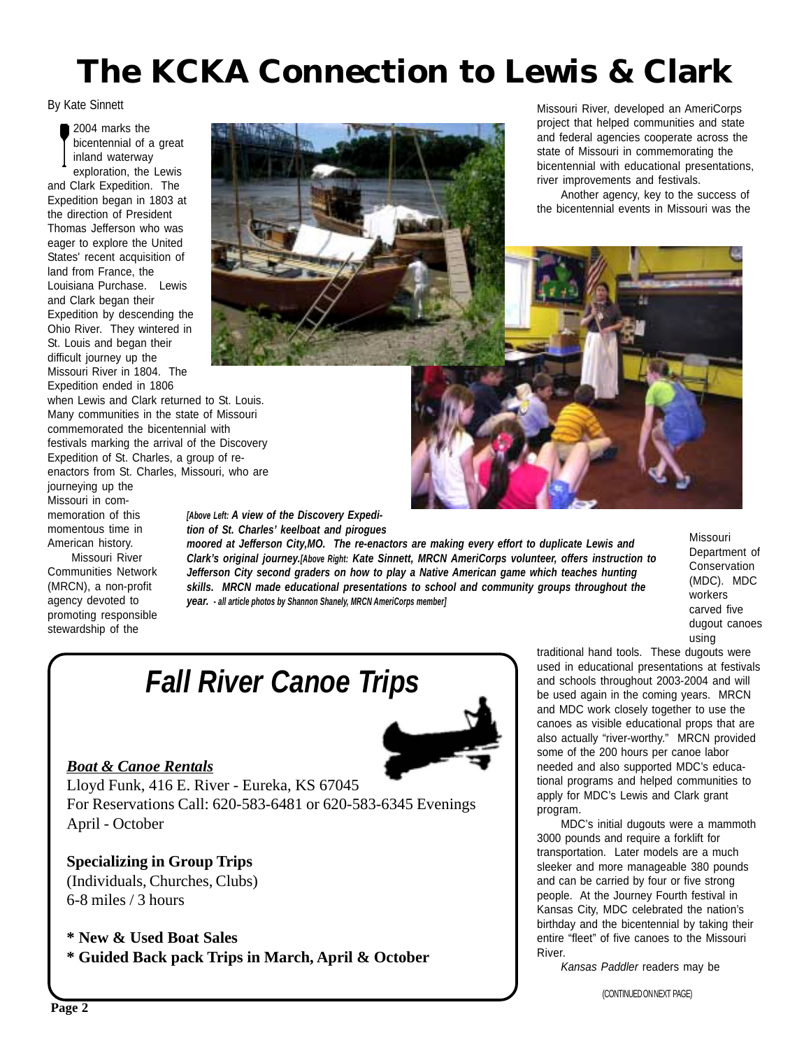# The KCKA Connection to Lewis & Clark

By Kate Sinnett

2004 marks the bicentennial of a great inland waterway exploration, the Lewis and Clark Expedition. The Expedition began in 1803 at the direction of President Thomas Jefferson who was eager to explore the United States' recent acquisition of land from France, the Louisiana Purchase. Lewis and Clark began their Expedition by descending the Ohio River. They wintered in St. Louis and began their difficult journey up the Missouri River in 1804. The Expedition ended in 1806 when Lewis and Clark returned to St. Louis. Many communities in the state of Missouri commemorated the bicentennial with festivals marking the arrival of the Discovery Expedition of St. Charles, a group of re-enactors from St. Charles, Missouri, who are journeying up the Missouri in commemoration of this momentous time in American history.

Missouri River Communities Network (MRCN), a non-profit agency devoted to promoting responsible stewardship of the Missouri River, developed an AmeriCorps project that helped communities and state and federal agencies cooperate across the state of Missouri in commemorating the bicentennial with educational presentations, river improvements and festivals.

Another agency, key to the success of the bicentennial events in Missouri was the Missouri Department of Conservation (MDC). MDC workers carved five dugout canoes using traditional hand tools. These dugouts were used in educational presentations at festivals and schools throughout 2003-2004 and will be used again in the coming years. MRCN and MDC work closely together to use the canoes as visible educational props that are also actually "river-worthy." MRCN provided some of the 200 hours per canoe labor needed and also supported MDC's educational programs and helped communities to apply for MDC's Lewis and Clark grant program.

MDC's initial dugouts were a mammoth 3000 pounds and require a forklift for transportation. Later models are a much sleeker and more manageable 380 pounds and can be carried by four or five strong people. At the Journey Fourth festival in Kansas City, MDC celebrated the nation's birthday and the bicentennial by taking their entire "fleet" of five canoes to the Missouri River.

*Kansas Paddler* readers may be

(CONTINUED ON NEXT PAGE)

***[Above Left: A view of the Discovery Expedition of St. Charles' keelboat and pirogues moored at Jefferson City,MO. The re-enactors are making every effort to duplicate Lewis and Clark's original journey.[Above Right: Kate Sinnett, MRCN AmeriCorps volunteer, offers instruction to Jefferson City second graders on how to play a Native American game which teaches hunting skills. MRCN made educational presentations to school and community groups throughout the year. - all article photos by Shannon Shanely, MRCN AmeriCorps member]***

## *Fall River Canoe Trips*

***Boat & Canoe Rentals***

Lloyd Funk, 416 E. River - Eureka, KS 67045
For Reservations Call: 620-583-6481 or 620-583-6345 Evenings
April - October

**Specializing in Group Trips**
(Individuals, Churches, Clubs)
6-8 miles / 3 hours

**\* New & Used Boat Sales**
**\* Guided Back pack Trips in March, April & October**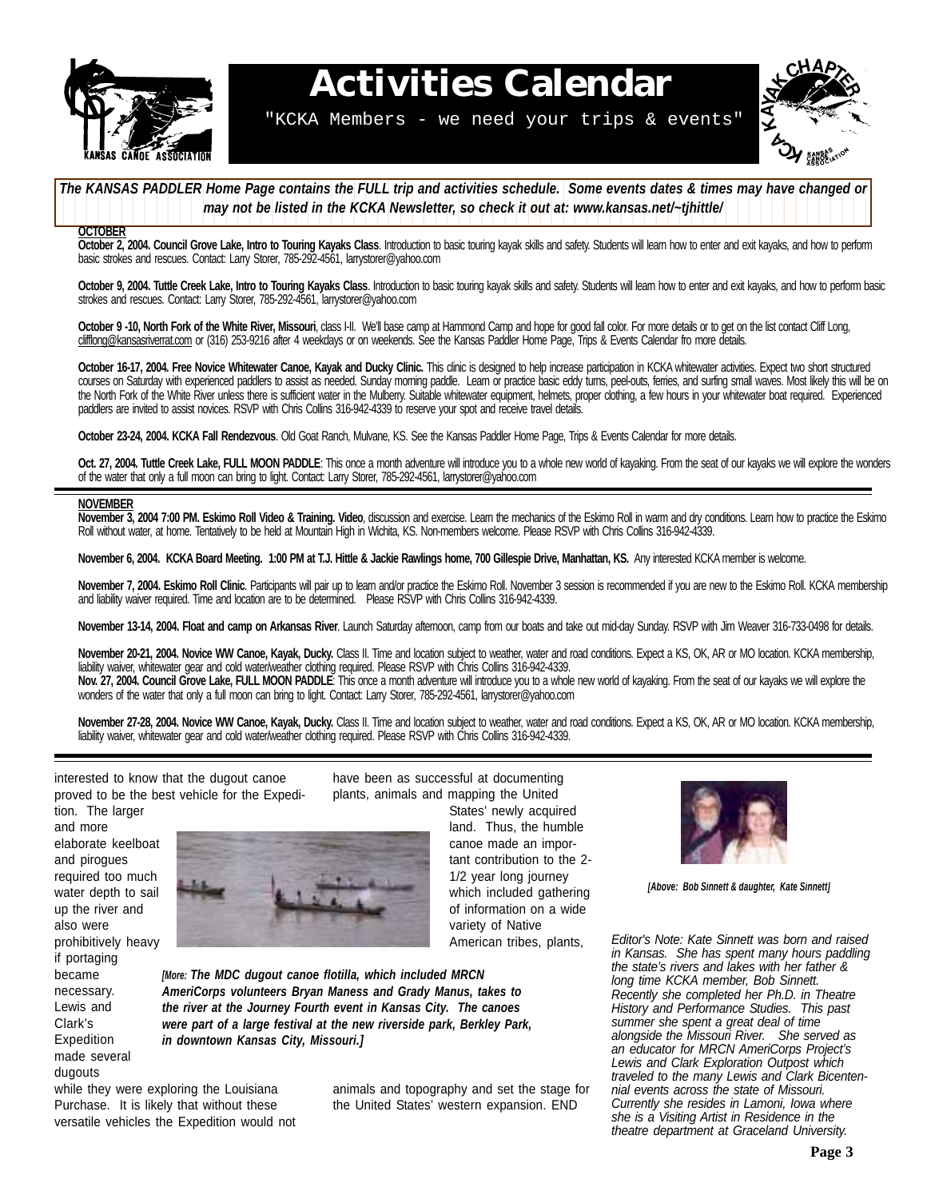# Activities Calendar

"KCKA Members - we need your trips & events"

***The KANSAS PADDLER Home Page contains the FULL trip and activities schedule. Some events dates & times may have changed or may not be listed in the KCKA Newsletter, so check it out at: www.kansas.net/~tjhittle/***

**OCTOBER**

**October 2, 2004. Council Grove Lake, Intro to Touring Kayaks Class**. Introduction to basic touring kayak skills and safety. Students will learn how to enter and exit kayaks, and how to perform basic strokes and rescues. Contact: Larry Storer, 785-292-4561, larrystorer@yahoo.com

**October 9, 2004. Tuttle Creek Lake, Intro to Touring Kayaks Class**. Introduction to basic touring kayak skills and safety. Students will learn how to enter and exit kayaks, and how to perform basic strokes and rescues. Contact: Larry Storer, 785-292-4561, larrystorer@yahoo.com

**October 9 -10, North Fork of the White River, Missouri**, class I-II. We'll base camp at Hammond Camp and hope for good fall color. For more details or to get on the list contact Cliff Long, clifflong@kansasriverrat.com or (316) 253-9216 after 4 weekdays or on weekends. See the Kansas Paddler Home Page, Trips & Events Calendar fro more details.

**October 16-17, 2004. Free Novice Whitewater Canoe, Kayak and Ducky Clinic.** This clinic is designed to help increase participation in KCKA whitewater activities. Expect two short structured courses on Saturday with experienced paddlers to assist as needed. Sunday morning paddle. Learn or practice basic eddy turns, peel-outs, ferries, and surfing small waves. Most likely this will be on the North Fork of the White River unless there is sufficient water in the Mulberry. Suitable whitewater equipment, helmets, proper clothing, a few hours in your whitewater boat required. Experienced paddlers are invited to assist novices. RSVP with Chris Collins 316-942-4339 to reserve your spot and receive travel details.

**October 23-24, 2004. KCKA Fall Rendezvous**. Old Goat Ranch, Mulvane, KS. See the Kansas Paddler Home Page, Trips & Events Calendar for more details.

**Oct. 27, 2004. Tuttle Creek Lake, FULL MOON PADDLE**: This once a month adventure will introduce you to a whole new world of kayaking. From the seat of our kayaks we will explore the wonders of the water that only a full moon can bring to light. Contact: Larry Storer, 785-292-4561, larrystorer@yahoo.com

**NOVEMBER**

**November 3, 2004 7:00 PM. Eskimo Roll Video & Training. Video**, discussion and exercise. Learn the mechanics of the Eskimo Roll in warm and dry conditions. Learn how to practice the Eskimo Roll without water, at home. Tentatively to be held at Mountain High in Wichita, KS. Non-members welcome. Please RSVP with Chris Collins 316-942-4339.

**November 6, 2004. KCKA Board Meeting. 1:00 PM at T.J. Hittle & Jackie Rawlings home, 700 Gillespie Drive, Manhattan, KS.** Any interested KCKA member is welcome.

**November 7, 2004. Eskimo Roll Clinic**. Participants will pair up to learn and/or practice the Eskimo Roll. November 3 session is recommended if you are new to the Eskimo Roll. KCKA membership and liability waiver required. Time and location are to be determined. Please RSVP with Chris Collins 316-942-4339.

**November 13-14, 2004. Float and camp on Arkansas River**. Launch Saturday afternoon, camp from our boats and take out mid-day Sunday. RSVP with Jim Weaver 316-733-0498 for details.

**November 20-21, 2004. Novice WW Canoe, Kayak, Ducky.** Class II. Time and location subject to weather, water and road conditions. Expect a KS, OK, AR or MO location. KCKA membership, liability waiver, whitewater gear and cold water/weather clothing required. Please RSVP with Chris Collins 316-942-4339.

**Nov. 27, 2004. Council Grove Lake, FULL MOON PADDLE**: This once a month adventure will introduce you to a whole new world of kayaking. From the seat of our kayaks we will explore the wonders of the water that only a full moon can bring to light. Contact: Larry Storer, 785-292-4561, larrystorer@yahoo.com

**November 27-28, 2004. Novice WW Canoe, Kayak, Ducky.** Class II. Time and location subject to weather, water and road conditions. Expect a KS, OK, AR or MO location. KCKA membership, liability waiver, whitewater gear and cold water/weather clothing required. Please RSVP with Chris Collins 316-942-4339.

---

interested to know that the dugout canoe proved to be the best vehicle for the Expedition. The larger and more elaborate keelboat and pirogues required too much water depth to sail up the river and also were prohibitively heavy if portaging became necessary. Lewis and Clark's Expedition made several dugouts while they were exploring the Louisiana Purchase. It is likely that without these versatile vehicles the Expedition would not have been as successful at documenting plants, animals and mapping the United States' newly acquired land. Thus, the humble canoe made an important contribution to the 2-1/2 year long journey which included gathering of information on a wide variety of Native American tribes, plants, animals and topography and set the stage for the United States' western expansion. END

***[More: The MDC dugout canoe flotilla, which included MRCN AmeriCorps volunteers Bryan Maness and Grady Manus, takes to the river at the Journey Fourth event in Kansas City. The canoes were part of a large festival at the new riverside park, Berkley Park, in downtown Kansas City, Missouri.]***

***[Above: Bob Sinnett & daughter, Kate Sinnett]***

*Editor's Note: Kate Sinnett was born and raised in Kansas. She has spent many hours paddling the state's rivers and lakes with her father & long time KCKA member, Bob Sinnett. Recently she completed her Ph.D. in Theatre History and Performance Studies. This past summer she spent a great deal of time alongside the Missouri River. She served as an educator for MRCN AmeriCorps Project's Lewis and Clark Exploration Outpost which traveled to the many Lewis and Clark Bicentennial events across the state of Missouri. Currently she resides in Lamoni, Iowa where she is a Visiting Artist in Residence in the theatre department at Graceland University.*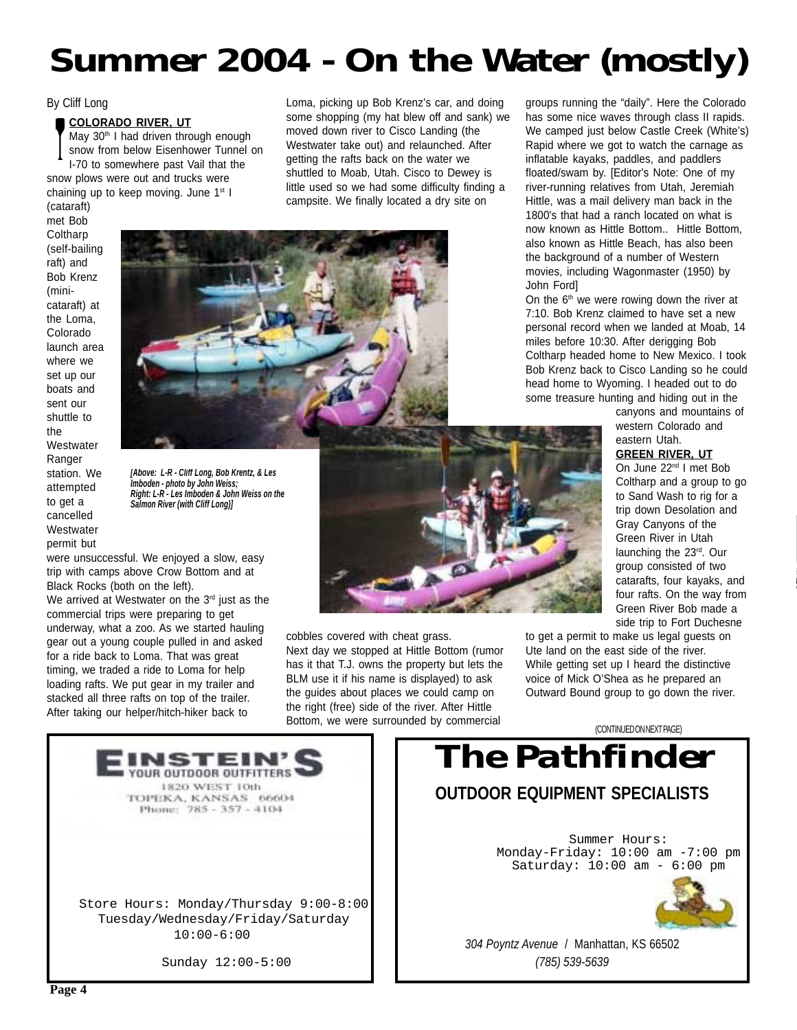# Summer 2004 - On the Water (mostly)

By Cliff Long

**COLORADO RIVER, UT**

May 30th I had driven through enough snow from below Eisenhower Tunnel on I-70 to somewhere past Vail that the snow plows were out and trucks were chaining up to keep moving. June 1st I (cataraft) met Bob Coltharp (self-bailing raft) and Bob Krenz (mini-cataraft) at the Loma, Colorado launch area where we set up our boats and sent our shuttle to the Westwater Ranger station. We attempted to get a cancelled Westwater permit but were unsuccessful. We enjoyed a slow, easy trip with camps above Crow Bottom and at Black Rocks (both on the left).

We arrived at Westwater on the 3rd just as the commercial trips were preparing to get underway, what a zoo. As we started hauling gear out a young couple pulled in and asked for a ride back to Loma. That was great timing, we traded a ride to Loma for help loading rafts. We put gear in my trailer and stacked all three rafts on top of the trailer. After taking our helper/hitch-hiker back to Loma, picking up Bob Krenz's car, and doing some shopping (my hat blew off and sank) we moved down river to Cisco Landing (the Westwater take out) and relaunched. After getting the rafts back on the water we shuttled to Moab, Utah. Cisco to Dewey is little used so we had some difficulty finding a campsite. We finally located a dry site on cobbles covered with cheat grass.

Next day we stopped at Hittle Bottom (rumor has it that T.J. owns the property but lets the BLM use it if his name is displayed) to ask the guides about places we could camp on the right (free) side of the river. After Hittle Bottom, we were surrounded by commercial groups running the "daily". Here the Colorado has some nice waves through class II rapids. We camped just below Castle Creek (White's) Rapid where we got to watch the carnage as inflatable kayaks, paddles, and paddlers floated/swam by. [Editor's Note: One of my river-running relatives from Utah, Jeremiah Hittle, was a mail delivery man back in the 1800's that had a ranch located on what is now known as Hittle Bottom.. Hittle Bottom, also known as Hittle Beach, has also been the background of a number of Western movies, including Wagonmaster (1950) by John Ford]

On the 6th we were rowing down the river at 7:10. Bob Krenz claimed to have set a new personal record when we landed at Moab, 14 miles before 10:30. After derigging Bob Coltharp headed home to New Mexico. I took Bob Krenz back to Cisco Landing so he could head home to Wyoming. I headed out to do some treasure hunting and hiding out in the canyons and mountains of western Colorado and eastern Utah.

*[Above: L-R - Cliff Long, Bob Krentz, & Les Imboden - photo by John Weiss; Right: L-R - Les Imboden & John Weiss on the Salmon River (with Cliff Long)]*

**GREEN RIVER, UT**

On June 22nd I met Bob Coltharp and a group to go to Sand Wash to rig for a trip down Desolation and Gray Canyons of the Green River in Utah launching the 23rd. Our group consisted of two catarafts, four kayaks, and four rafts. On the way from Green River Bob made a side trip to Fort Duchesne to get a permit to make us legal guests on Ute land on the east side of the river.

While getting set up I heard the distinctive voice of Mick O'Shea as he prepared an Outward Bound group to go down the river.

(CONTINUED ON NEXT PAGE)

---

**EINSTEIN'S**
YOUR OUTDOOR OUTFITTERS
1820 WEST 10th
TOPEKA, KANSAS 66604
Phone: 785 - 357 - 4104

Store Hours: Monday/Thursday 9:00-8:00
Tuesday/Wednesday/Friday/Saturday
10:00-6:00

Sunday 12:00-5:00

---

## The Pathfinder

**OUTDOOR EQUIPMENT SPECIALISTS**

Summer Hours:
Monday-Friday: 10:00 am -7:00 pm
Saturday: 10:00 am - 6:00 pm

*304 Poyntz Avenue* / Manhattan, KS 66502
*(785) 539-5639*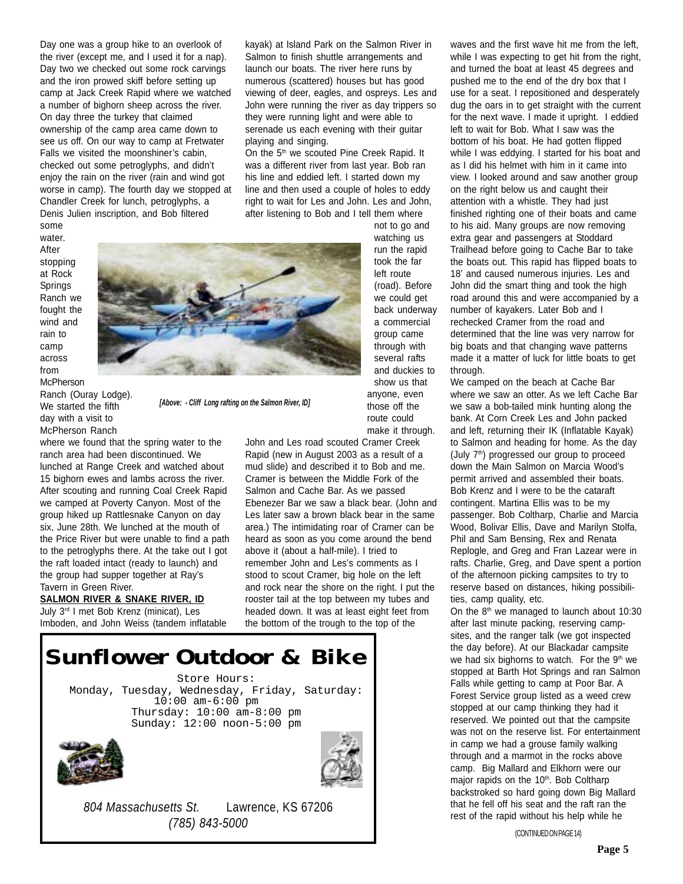Day one was a group hike to an overlook of the river (except me, and I used it for a nap). Day two we checked out some rock carvings and the iron prowed skiff before setting up camp at Jack Creek Rapid where we watched a number of bighorn sheep across the river. On day three the turkey that claimed ownership of the camp area came down to see us off. On our way to camp at Fretwater Falls we visited the moonshiner's cabin, checked out some petroglyphs, and didn't enjoy the rain on the river (rain and wind got worse in camp). The fourth day we stopped at Chandler Creek for lunch, petroglyphs, a Denis Julien inscription, and Bob filtered some water. After stopping at Rock Springs Ranch we fought the wind and rain to camp across from McPherson Ranch (Ouray Lodge). We started the fifth day with a visit to McPherson Ranch where we found that the spring water to the ranch area had been discontinued. We lunched at Range Creek and watched about 15 bighorn ewes and lambs across the river. After scouting and running Coal Creek Rapid we camped at Poverty Canyon. Most of the group hiked up Rattlesnake Canyon on day six, June 28th. We lunched at the mouth of the Price River but were unable to find a path to the petroglyphs there. At the take out I got the raft loaded intact (ready to launch) and the group had supper together at Ray's Tavern in Green River.

**SALMON RIVER & SNAKE RIVER, ID**

July 3rd I met Bob Krenz (minicat), Les Imboden, and John Weiss (tandem inflatable kayak) at Island Park on the Salmon River in Salmon to finish shuttle arrangements and launch our boats. The river here runs by numerous (scattered) houses but has good viewing of deer, eagles, and ospreys. Les and John were running the river as day trippers so they were running light and were able to serenade us each evening with their guitar playing and singing.

On the 5th we scouted Pine Creek Rapid. It was a different river from last year. Bob ran his line and eddied left. I started down my line and then used a couple of holes to eddy right to wait for Les and John. Les and John, after listening to Bob and I tell them where not to go and watching us run the rapid took the far left route (road). Before we could get back underway a commercial group came through with several rafts and duckies to show us that anyone, even those off the route could make it through.

*[Above: - Cliff Long rafting on the Salmon River, ID]*

John and Les road scouted Cramer Creek Rapid (new in August 2003 as a result of a mud slide) and described it to Bob and me. Cramer is between the Middle Fork of the Salmon and Cache Bar. As we passed Ebenezer Bar we saw a black bear. (John and Les later saw a brown black bear in the same area.) The intimidating roar of Cramer can be heard as soon as you come around the bend above it (about a half-mile). I tried to remember John and Les's comments as I stood to scout Cramer, big hole on the left and rock near the shore on the right. I put the rooster tail at the top between my tubes and headed down. It was at least eight feet from the bottom of the trough to the top of the waves and the first wave hit me from the left, while I was expecting to get hit from the right, and turned the boat at least 45 degrees and pushed me to the end of the dry box that I use for a seat. I repositioned and desperately dug the oars in to get straight with the current for the next wave. I made it upright. I eddied left to wait for Bob. What I saw was the bottom of his boat. He had gotten flipped while I was eddying. I started for his boat and as I did his helmet with him in it came into view. I looked around and saw another group on the right below us and caught their attention with a whistle. They had just finished righting one of their boats and came to his aid. Many groups are now removing extra gear and passengers at Stoddard Trailhead before going to Cache Bar to take the boats out. This rapid has flipped boats to 18' and caused numerous injuries. Les and John did the smart thing and took the high road around this and were accompanied by a number of kayakers. Later Bob and I rechecked Cramer from the road and determined that the line was very narrow for big boats and that changing wave patterns made it a matter of luck for little boats to get through.

We camped on the beach at Cache Bar where we saw an otter. As we left Cache Bar we saw a bob-tailed mink hunting along the bank. At Corn Creek Les and John packed and left, returning their IK (Inflatable Kayak) to Salmon and heading for home. As the day (July 7th) progressed our group to proceed down the Main Salmon on Marcia Wood's permit arrived and assembled their boats. Bob Krenz and I were to be the cataraft contingent. Martina Ellis was to be my passenger. Bob Coltharp, Charlie and Marcia Wood, Bolivar Ellis, Dave and Marilyn Stolfa, Phil and Sam Bensing, Rex and Renata Replogle, and Greg and Fran Lazear were in rafts. Charlie, Greg, and Dave spent a portion of the afternoon picking campsites to try to reserve based on distances, hiking possibilities, camp quality, etc.

On the 8th we managed to launch about 10:30 after last minute packing, reserving campsites, and the ranger talk (we got inspected the day before). At our Blackadar campsite we had six bighorns to watch. For the 9th we stopped at Barth Hot Springs and ran Salmon Falls while getting to camp at Poor Bar. A Forest Service group listed as a weed crew stopped at our camp thinking they had it reserved. We pointed out that the campsite was not on the reserve list. For entertainment in camp we had a grouse family walking through and a marmot in the rocks above camp. Big Mallard and Elkhorn were our major rapids on the 10th. Bob Coltharp backstroked so hard going down Big Mallard that he fell off his seat and the raft ran the rest of the rapid without his help while he

(CONTINUED ON PAGE 14)

---

**Sunflower Outdoor & Bike**

Store Hours:
Monday, Tuesday, Wednesday, Friday, Saturday: 10:00 am-6:00 pm
Thursday: 10:00 am-8:00 pm
Sunday: 12:00 noon-5:00 pm

*804 Massachusetts St.* Lawrence, KS 67206
*(785) 843-5000*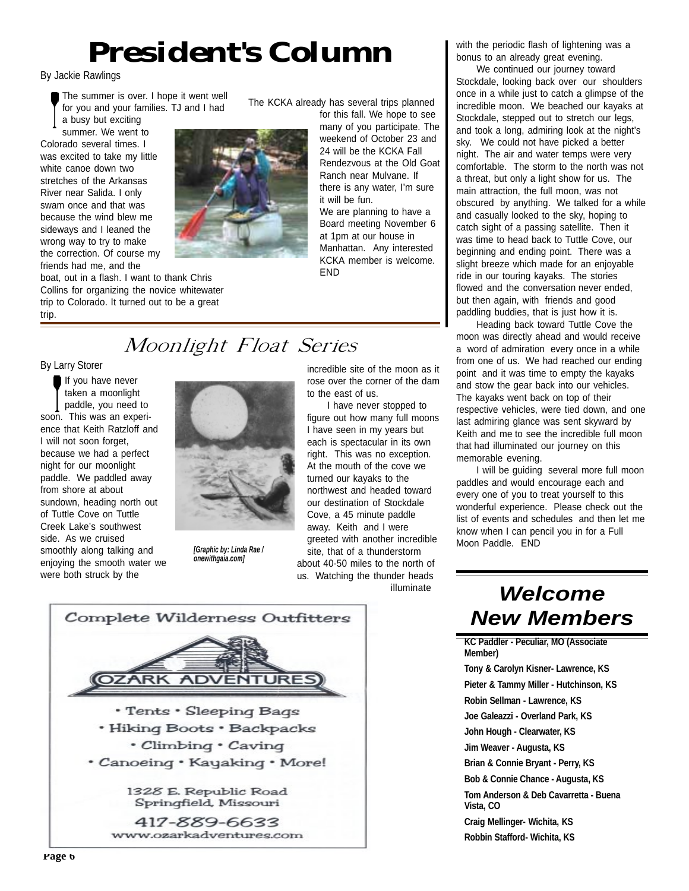# President's Column

By Jackie Rawlings

The summer is over. I hope it went well for you and your families. TJ and I had a busy but exciting summer. We went to Colorado several times. I was excited to take my little white canoe down two stretches of the Arkansas River near Salida. I only swam once and that was because the wind blew me sideways and I leaned the wrong way to try to make the correction. Of course my friends had me, and the boat, out in a flash. I want to thank Chris Collins for organizing the novice whitewater trip to Colorado. It turned out to be a great trip.

The KCKA already has several trips planned for this fall. We hope to see many of you participate. The weekend of October 23 and 24 will be the KCKA Fall Rendezvous at the Old Goat Ranch near Mulvane. If there is any water, I'm sure it will be fun.

We are planning to have a Board meeting November 6 at 1pm at our house in Manhattan. Any interested KCKA member is welcome. END

## Moonlight Float Series

By Larry Storer

If you have never taken a moonlight paddle, you need to soon. This was an experience that Keith Ratzloff and I will not soon forget, because we had a perfect night for our moonlight paddle. We paddled away from shore at about sundown, heading north out of Tuttle Cove on Tuttle Creek Lake's southwest side. As we cruised smoothly along talking and enjoying the smooth water we were both struck by the incredible site of the moon as it rose over the corner of the dam to the east of us.

*[Graphic by: Linda Rae / onewithgaia.com]*

I have never stopped to figure out how many full moons I have seen in my years but each is spectacular in its own right. This was no exception. At the mouth of the cove we turned our kayaks to the northwest and headed toward our destination of Stockdale Cove, a 45 minute paddle away. Keith and I were greeted with another incredible site, that of a thunderstorm about 40-50 miles to the north of us. Watching the thunder heads illuminate with the periodic flash of lightening was a bonus to an already great evening.

We continued our journey toward Stockdale, looking back over our shoulders once in a while just to catch a glimpse of the incredible moon. We beached our kayaks at Stockdale, stepped out to stretch our legs, and took a long, admiring look at the night's sky. We could not have picked a better night. The air and water temps were very comfortable. The storm to the north was not a threat, but only a light show for us. The main attraction, the full moon, was not obscured by anything. We talked for a while and casually looked to the sky, hoping to catch sight of a passing satellite. Then it was time to head back to Tuttle Cove, our beginning and ending point. There was a slight breeze which made for an enjoyable ride in our touring kayaks. The stories flowed and the conversation never ended, but then again, with friends and good paddling buddies, that is just how it is.

Heading back toward Tuttle Cove the moon was directly ahead and would receive a word of admiration every once in a while from one of us. We had reached our ending point and it was time to empty the kayaks and stow the gear back into our vehicles. The kayaks went back on top of their respective vehicles, were tied down, and one last admiring glance was sent skyward by Keith and me to see the incredible full moon that had illuminated our journey on this memorable evening.

I will be guiding several more full moon paddles and would encourage each and every one of you to treat yourself to this wonderful experience. Please check out the list of events and schedules and then let me know when I can pencil you in for a Full Moon Paddle. END

Complete Wilderness Outfitters

OZARK ADVENTURES

- Tents • Sleeping Bags
- Hiking Boots • Backpacks
- Climbing • Caving
- Canoeing • Kayaking • More!

1328 E. Republic Road
Springfield, Missouri

417-889-6633
www.ozarkadventures.com

## Welcome New Members

**KC Paddler - Peculiar, MO (Associate Member)**

**Tony & Carolyn Kisner- Lawrence, KS**

**Pieter & Tammy Miller - Hutchinson, KS**

**Robin Sellman - Lawrence, KS**

**Joe Galeazzi - Overland Park, KS**

**John Hough - Clearwater, KS**

**Jim Weaver - Augusta, KS**

**Brian & Connie Bryant - Perry, KS**

**Bob & Connie Chance - Augusta, KS**

**Tom Anderson & Deb Cavarretta - Buena Vista, CO**

**Craig Mellinger- Wichita, KS**

**Robbin Stafford- Wichita, KS**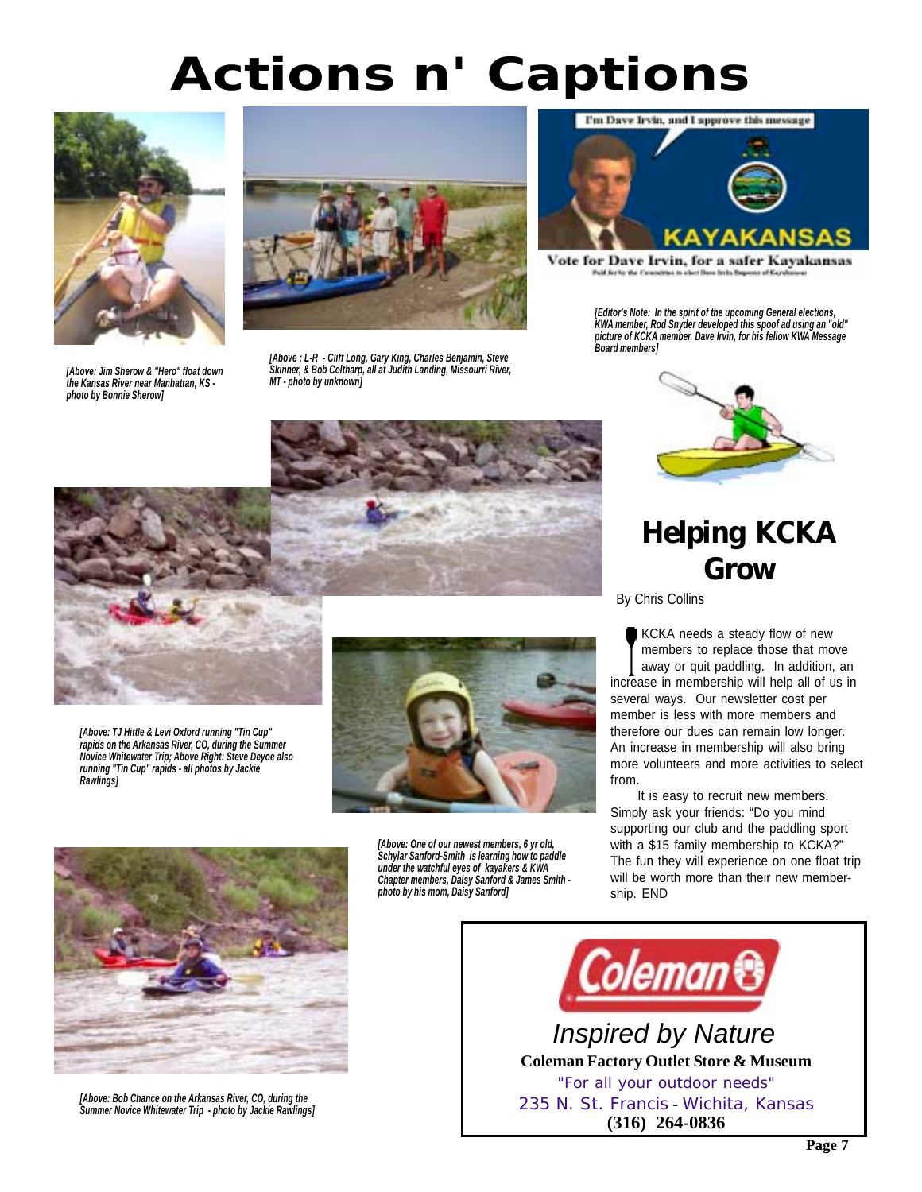# Actions n' Captions

*[Above: Jim Sherow & "Hero" float down the Kansas River near Manhattan, KS - photo by Bonnie Sherow]*

*[Above : L-R - Cliff Long, Gary King, Charles Benjamin, Steve Skinner, & Bob Coltharp, all at Judith Landing, Missourri River, MT - photo by unknown]*

I'm Dave Irvin, and I approve this message

KAYAKANSAS

Vote for Dave Irvin, for a safer Kayakansas

*[Editor's Note: In the spirit of the upcoming General elections, KWA member, Rod Snyder developed this spoof ad using an "old" picture of KCKA member, Dave Irvin, for his fellow KWA Message Board members]*

*[Above: TJ Hittle & Levi Oxford running "Tin Cup" rapids on the Arkansas River, CO, during the Summer Novice Whitewater Trip; Above Right: Steve Deyoe also running "Tin Cup" rapids - all photos by Jackie Rawlings]*

*[Above: One of our newest members, 6 yr old, Schylar Sanford-Smith is learning how to paddle under the watchful eyes of kayakers & KWA Chapter members, Daisy Sanford & James Smith - photo by his mom, Daisy Sanford]*

*[Above: Bob Chance on the Arkansas River, CO, during the Summer Novice Whitewater Trip - photo by Jackie Rawlings]*

## Helping KCKA Grow

By Chris Collins

KCKA needs a steady flow of new members to replace those that move away or quit paddling. In addition, an increase in membership will help all of us in several ways. Our newsletter cost per member is less with more members and therefore our dues can remain low longer. An increase in membership will also bring more volunteers and more activities to select from.

It is easy to recruit new members. Simply ask your friends: "Do you mind supporting our club and the paddling sport with a $15 family membership to KCKA?" The fun they will experience on one float trip will be worth more than their new membership. END

---

**Coleman**

*Inspired by Nature*

**Coleman Factory Outlet Store & Museum**

"For all your outdoor needs"

235 N. St. Francis - Wichita, Kansas

**(316) 264-0836**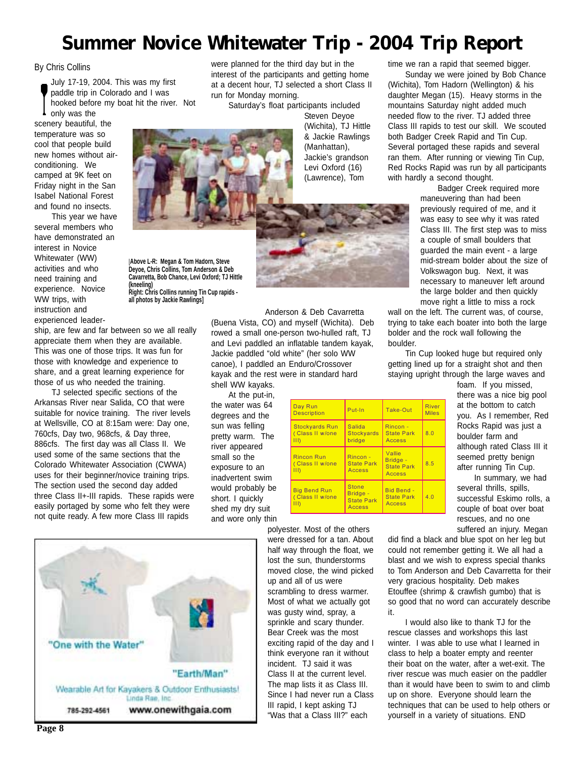# Summer Novice Whitewater Trip - 2004 Trip Report

By Chris Collins

July 17-19, 2004. This was my first paddle trip in Colorado and I was hooked before my boat hit the river. Not only was the scenery beautiful, the temperature was so cool that people build new homes without air-conditioning. We camped at 9K feet on Friday night in the San Isabel National Forest and found no insects.

This year we have several members who have demonstrated an interest in Novice Whitewater (WW) activities and who need training and experience. Novice WW trips, with instruction and experienced leadership, are few and far between so we all really appreciate them when they are available. This was one of those trips. It was fun for those with knowledge and experience to share, and a great learning experience for those of us who needed the training.

TJ selected specific sections of the Arkansas River near Salida, CO that were suitable for novice training. The river levels at Wellsville, CO at 8:15am were: Day one, 760cfs, Day two, 968cfs, & Day three, 886cfs. The first day was all Class II. We used some of the same sections that the Colorado Whitewater Association (CWWA) uses for their beginner/novice training trips. The section used the second day added three Class II+-III rapids. These rapids were easily portaged by some who felt they were not quite ready. A few more Class III rapids were planned for the third day but in the interest of the participants and getting home at a decent hour, TJ selected a short Class II run for Monday morning.

Saturday's float participants included Steven Deyoe (Wichita), TJ Hittle & Jackie Rawlings (Manhattan), Jackie's grandson Levi Oxford (16) (Lawrence), Tom Anderson & Deb Cavarretta (Buena Vista, CO) and myself (Wichita). Deb rowed a small one-person two-hulled raft, TJ and Levi paddled an inflatable tandem kayak, Jackie paddled "old white" (her solo WW canoe), I paddled an Enduro/Crossover kayak and the rest were in standard hard shell WW kayaks.

[Above L-R: Megan & Tom Hadorn, Steve Deyoe, Chris Collins, Tom Anderson & Deb Cavarretta, Bob Chance, Levi Oxford; TJ Hittle (kneeling)
Right: Chris Collins running Tin Cup rapids - all photos by Jackie Rawlings]

At the put-in, the water was 64 degrees and the sun was felling pretty warm. The river appeared small so the exposure to an inadvertent swim would probably be short. I quickly shed my dry suit and wore only thin polyester. Most of the others were dressed for a tan. About half way through the float, we lost the sun, thunderstorms moved close, the wind picked up and all of us were scrambling to dress warmer. Most of what we actually got was gusty wind, spray, a sprinkle and scary thunder. Bear Creek was the most exciting rapid of the day and I think everyone ran it without incident. TJ said it was Class II at the current level. The map lists it as Class III. Since I had never run a Class III rapid, I kept asking TJ "Was that a Class III?" each time we ran a rapid that seemed bigger.

| Day Run Description | Put-In | Take-Out | River Miles |
|---|---|---|---|
| Stockyards Run (Class II w/one III) | Salida Stockyards bridge | Rincon - State Park Access | 8.0 |
| Rincon Run (Class II w/one III) | Rincon - State Park Access | Vallie Bridge - State Park Access | 8.5 |
| Big Bend Run (Class II w/one III) | Stone Bridge - State Park Access | Bid Bend - State Park Access | 4.0 |

Sunday we were joined by Bob Chance (Wichita), Tom Hadorn (Wellington) & his daughter Megan (15). Heavy storms in the mountains Saturday night added much needed flow to the river. TJ added three Class III rapids to test our skill. We scouted both Badger Creek Rapid and Tin Cup. Several portaged these rapids and several ran them. After running or viewing Tin Cup, Red Rocks Rapid was run by all participants with hardly a second thought.

Badger Creek required more maneuvering than had been previously required of me, and it was easy to see why it was rated Class III. The first step was to miss a couple of small boulders that guarded the main event - a large mid-stream bolder about the size of Volkswagon bug. Next, it was necessary to maneuver left around the large bolder and then quickly move right a little to miss a rock wall on the left. The current was, of course, trying to take each boater into both the large bolder and the rock wall following the boulder.

Tin Cup looked huge but required only getting lined up for a straight shot and then staying upright through the large waves and foam. If you missed, there was a nice big pool at the bottom to catch you. As I remember, Red Rocks Rapid was just a boulder farm and although rated Class III it seemed pretty benign after running Tin Cup.

In summary, we had several thrills, spills, successful Eskimo rolls, a couple of boat over boat rescues, and no one suffered an injury. Megan did find a black and blue spot on her leg but could not remember getting it. We all had a blast and we wish to express special thanks to Tom Anderson and Deb Cavarretta for their very gracious hospitality. Deb makes Etouffee (shrimp & crawfish gumbo) that is so good that no word can accurately describe it.

I would also like to thank TJ for the rescue classes and workshops this last winter. I was able to use what I learned in class to help a boater empty and reenter their boat on the water, after a wet-exit. The river rescue was much easier on the paddler than it would have been to swim to and climb up on shore. Everyone should learn the techniques that can be used to help others or yourself in a variety of situations. END

"One with the Water" "Earth/Man"
Wearable Art for Kayakers & Outdoor Enthusiasts!
Linda Rae, Inc.
785-292-4561 www.onewithgaia.com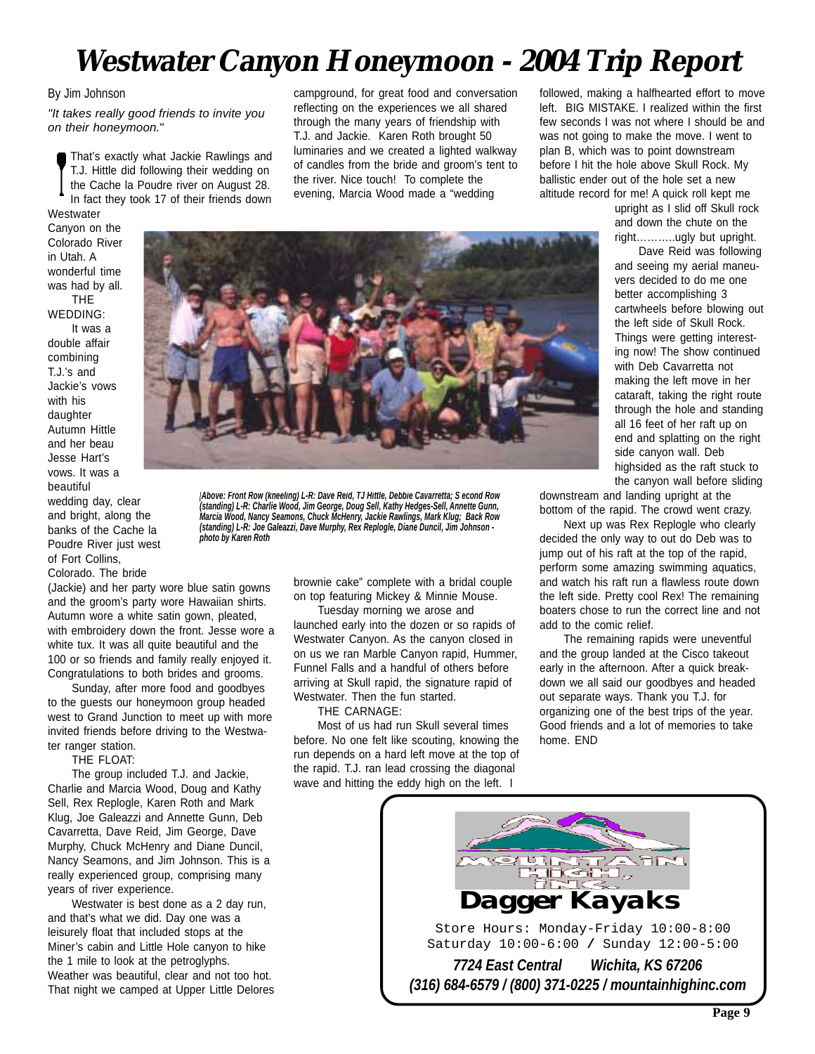# Westwater Canyon Honeymoon - 2004 Trip Report

By Jim Johnson

*"It takes really good friends to invite you on their honeymoon."*

That's exactly what Jackie Rawlings and T.J. Hittle did following their wedding on the Cache la Poudre river on August 28. In fact they took 17 of their friends down Westwater Canyon on the Colorado River in Utah. A wonderful time was had by all.

THE WEDDING:

It was a double affair combining T.J.'s and Jackie's vows with his daughter Autumn Hittle and her beau Jesse Hart's vows. It was a beautiful wedding day, clear and bright, along the banks of the Cache la Poudre River just west of Fort Collins, Colorado. The bride (Jackie) and her party wore blue satin gowns and the groom's party wore Hawaiian shirts. Autumn wore a white satin gown, pleated, with embroidery down the front. Jesse wore a white tux. It was all quite beautiful and the 100 or so friends and family really enjoyed it. Congratulations to both brides and grooms.

Sunday, after more food and goodbyes to the guests our honeymoon group headed west to Grand Junction to meet up with more invited friends before driving to the Westwater ranger station.

THE FLOAT:

The group included T.J. and Jackie, Charlie and Marcia Wood, Doug and Kathy Sell, Rex Replogle, Karen Roth and Mark Klug, Joe Galeazzi and Annette Gunn, Deb Cavarretta, Dave Reid, Jim George, Dave Murphy, Chuck McHenry and Diane Duncil, Nancy Seamons, and Jim Johnson. This is a really experienced group, comprising many years of river experience.

Westwater is best done as a 2 day run, and that's what we did. Day one was a leisurely float that included stops at the Miner's cabin and Little Hole canyon to hike the 1 mile to look at the petroglyphs. Weather was beautiful, clear and not too hot. That night we camped at Upper Little Delores campground, for great food and conversation reflecting on the many years of friendship we all shared through the many years of friendship with T.J. and Jackie. Karen Roth brought 50 luminaries and we created a lighted walkway of candles from the bride and groom's tent to the river. Nice touch! To complete the evening, Marcia Wood made a "wedding brownie cake" complete with a bridal couple on top featuring Mickey & Minnie Mouse.

*[Above: Front Row (kneeling) L-R: Dave Reid, TJ Hittle, Debbie Cavarretta; Second Row (standing) L-R: Charlie Wood, Jim George, Doug Sell, Kathy Hedges-Sell, Annette Gunn, Marcia Wood, Nancy Seamons, Chuck McHenry, Jackie Rawlings, Mark Klug; Back Row (standing) L-R: Joe Galeazzi, Dave Murphy, Rex Replogle, Diane Duncil, Jim Johnson - photo by Karen Roth*

Tuesday morning we arose and launched early into the dozen or so rapids of Westwater Canyon. As the canyon closed in on us we ran Marble Canyon rapid, Hummer, Funnel Falls and a handful of others before arriving at Skull rapid, the signature rapid of Westwater. Then the fun started.

THE CARNAGE:

Most of us had run Skull several times before. No one felt like scouting, knowing the run depends on a hard left move at the top of the rapid. T.J. ran lead crossing the diagonal wave and hitting the eddy high on the left. I followed, making a halfhearted effort to move left. BIG MISTAKE. I realized within the first few seconds I was not where I should be and was not going to make the move. I went to plan B, which was to point downstream before I hit the hole above Skull Rock. My ballistic ender out of the hole set a new altitude record for me! A quick roll kept me upright as I slid off Skull rock and down the chute on the right……….ugly but upright.

Dave Reid was following and seeing my aerial maneuvers decided to do me one better accomplishing 3 cartwheels before blowing out the left side of Skull Rock. Things were getting interesting now! The show continued with Deb Cavarretta not making the left move in her cataraft, taking the right route through the hole and standing all 16 feet of her raft up on end and splatting on the right side canyon wall. Deb highsided as the raft stuck to the canyon wall before sliding downstream and landing upright at the bottom of the rapid. The crowd went crazy.

Next up was Rex Replogle who clearly decided the only way to out do Deb was to jump out of his raft at the top of the rapid, perform some amazing swimming aquatics, and watch his raft run a flawless route down the left side. Pretty cool Rex! The remaining boaters chose to run the correct line and not add to the comic relief.

The remaining rapids were uneventful and the group landed at the Cisco takeout early in the afternoon. After a quick breakdown we all said our goodbyes and headed out separate ways. Thank you T.J. for organizing one of the best trips of the year. Good friends and a lot of memories to take home. END

---

MOUNTAIN HIGH, INC.

**Dagger Kayaks**

Store Hours: Monday-Friday 10:00-8:00
Saturday 10:00-6:00 / Sunday 12:00-5:00

***7724 East Central Wichita, KS 67206***
***(316) 684-6579 / (800) 371-0225 / mountainhighinc.com***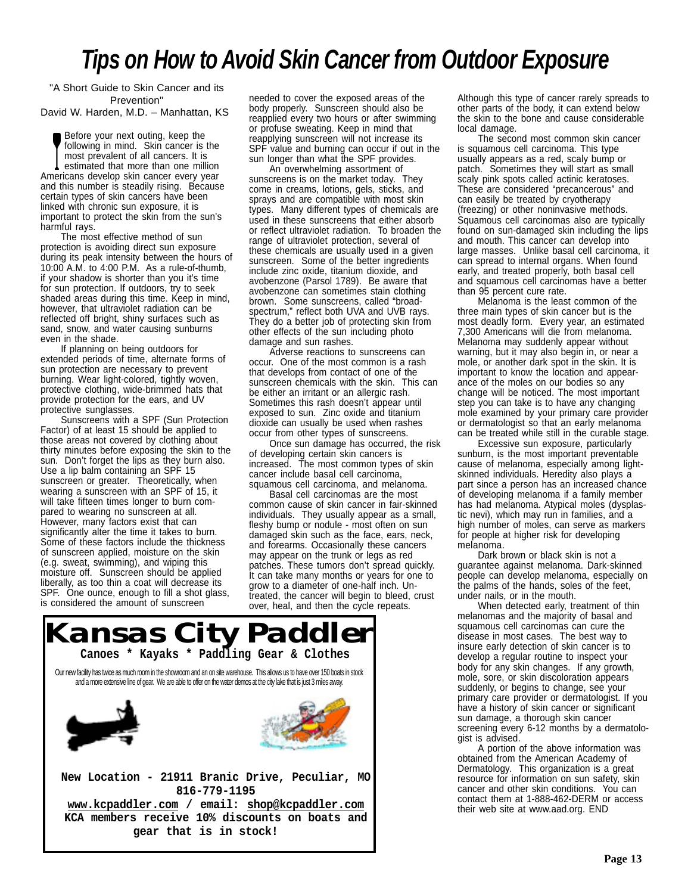# Tips on How to Avoid Skin Cancer from Outdoor Exposure

"A Short Guide to Skin Cancer and its Prevention"
David W. Harden, M.D. – Manhattan, KS

Before your next outing, keep the following in mind. Skin cancer is the most prevalent of all cancers. It is estimated that more than one million Americans develop skin cancer every year and this number is steadily rising. Because certain types of skin cancers have been linked with chronic sun exposure, it is important to protect the skin from the sun's harmful rays.

The most effective method of sun protection is avoiding direct sun exposure during its peak intensity between the hours of 10:00 A.M. to 4:00 P.M. As a rule-of-thumb, if your shadow is shorter than you it's time for sun protection. If outdoors, try to seek shaded areas during this time. Keep in mind, however, that ultraviolet radiation can be reflected off bright, shiny surfaces such as sand, snow, and water causing sunburns even in the shade.

If planning on being outdoors for extended periods of time, alternate forms of sun protection are necessary to prevent burning. Wear light-colored, tightly woven, protective clothing, wide-brimmed hats that provide protection for the ears, and UV protective sunglasses.

Sunscreens with a SPF (Sun Protection Factor) of at least 15 should be applied to those areas not covered by clothing about thirty minutes before exposing the skin to the sun. Don't forget the lips as they burn also. Use a lip balm containing an SPF 15 sunscreen or greater. Theoretically, when wearing a sunscreen with an SPF of 15, it will take fifteen times longer to burn compared to wearing no sunscreen at all. However, many factors exist that can significantly alter the time it takes to burn. Some of these factors include the thickness of sunscreen applied, moisture on the skin (e.g. sweat, swimming), and wiping this moisture off. Sunscreen should be applied liberally, as too thin a coat will decrease its SPF. One ounce, enough to fill a shot glass, is considered the amount of sunscreen needed to cover the exposed areas of the body properly. Sunscreen should also be reapplied every two hours or after swimming or profuse sweating. Keep in mind that reapplying sunscreen will not increase its SPF value and burning can occur if out in the sun longer than what the SPF provides.

An overwhelming assortment of sunscreens is on the market today. They come in creams, lotions, gels, sticks, and sprays and are compatible with most skin types. Many different types of chemicals are used in these sunscreens that either absorb or reflect ultraviolet radiation. To broaden the range of ultraviolet protection, several of these chemicals are usually used in a given sunscreen. Some of the better ingredients include zinc oxide, titanium dioxide, and avobenzone (Parsol 1789). Be aware that avobenzone can sometimes stain clothing brown. Some sunscreens, called "broad-spectrum," reflect both UVA and UVB rays. They do a better job of protecting skin from other effects of the sun including photo damage and sun rashes.

Adverse reactions to sunscreens can occur. One of the most common is a rash that develops from contact of one of the sunscreen chemicals with the skin. This can be either an irritant or an allergic rash. Sometimes this rash doesn't appear until exposed to sun. Zinc oxide and titanium dioxide can usually be used when rashes occur from other types of sunscreens.

Once sun damage has occurred, the risk of developing certain skin cancers is increased. The most common types of skin cancer include basal cell carcinoma, squamous cell carcinoma, and melanoma.

Basal cell carcinomas are the most common cause of skin cancer in fair-skinned individuals. They usually appear as a small, fleshy bump or nodule - most often on sun damaged skin such as the face, ears, neck, and forearms. Occasionally these cancers may appear on the trunk or legs as red patches. These tumors don't spread quickly. It can take many months or years for one to grow to a diameter of one-half inch. Untreated, the cancer will begin to bleed, crust over, heal, and then the cycle repeats. Although this type of cancer rarely spreads to other parts of the body, it can extend below the skin to the bone and cause considerable local damage.

The second most common skin cancer is squamous cell carcinoma. This type usually appears as a red, scaly bump or patch. Sometimes they will start as small scaly pink spots called actinic keratoses. These are considered "precancerous" and can easily be treated by cryotherapy (freezing) or other noninvasive methods. Squamous cell carcinomas also are typically found on sun-damaged skin including the lips and mouth. This cancer can develop into large masses. Unlike basal cell carcinoma, it can spread to internal organs. When found early, and treated properly, both basal cell and squamous cell carcinomas have a better than 95 percent cure rate.

Melanoma is the least common of the three main types of skin cancer but is the most deadly form. Every year, an estimated 7,300 Americans will die from melanoma. Melanoma may suddenly appear without warning, but it may also begin in, or near a mole, or another dark spot in the skin. It is important to know the location and appearance of the moles on our bodies so any change will be noticed. The most important step you can take is to have any changing mole examined by your primary care provider or dermatologist so that an early melanoma can be treated while still in the curable stage.

Excessive sun exposure, particularly sunburn, is the most important preventable cause of melanoma, especially among light-skinned individuals. Heredity also plays a part since a person has an increased chance of developing melanoma if a family member has had melanoma. Atypical moles (dysplastic nevi), which may run in families, and a high number of moles, can serve as markers for people at higher risk for developing melanoma.

Dark brown or black skin is not a guarantee against melanoma. Dark-skinned people can develop melanoma, especially on the palms of the hands, soles of the feet, under nails, or in the mouth.

When detected early, treatment of thin melanomas and the majority of basal and squamous cell carcinomas can cure the disease in most cases. The best way to insure early detection of skin cancer is to develop a regular routine to inspect your body for any skin changes. If any growth, mole, sore, or skin discoloration appears suddenly, or begins to change, see your primary care provider or dermatologist. If you have a history of skin cancer or significant sun damage, a thorough skin cancer screening every 6-12 months by a dermatologist is advised.

A portion of the above information was obtained from the American Academy of Dermatology. This organization is a great resource for information on sun safety, skin cancer and other skin conditions. You can contact them at 1-888-462-DERM or access their web site at www.aad.org. END

---

**Kansas City Paddler**

**Canoes * Kayaks * Paddling Gear & Clothes**

Our new facility has twice as much room in the showroom and an on site warehouse. This allows us to have over 150 boats in stock and a more extensive line of gear. We are able to offer on the water demos at the city lake that is just 3 miles away.

**New Location - 21911 Branic Drive, Peculiar, MO**
**816-779-1195**
**www.kcpaddler.com / email: shop@kcpaddler.com**
**KCA members receive 10% discounts on boats and gear that is in stock!**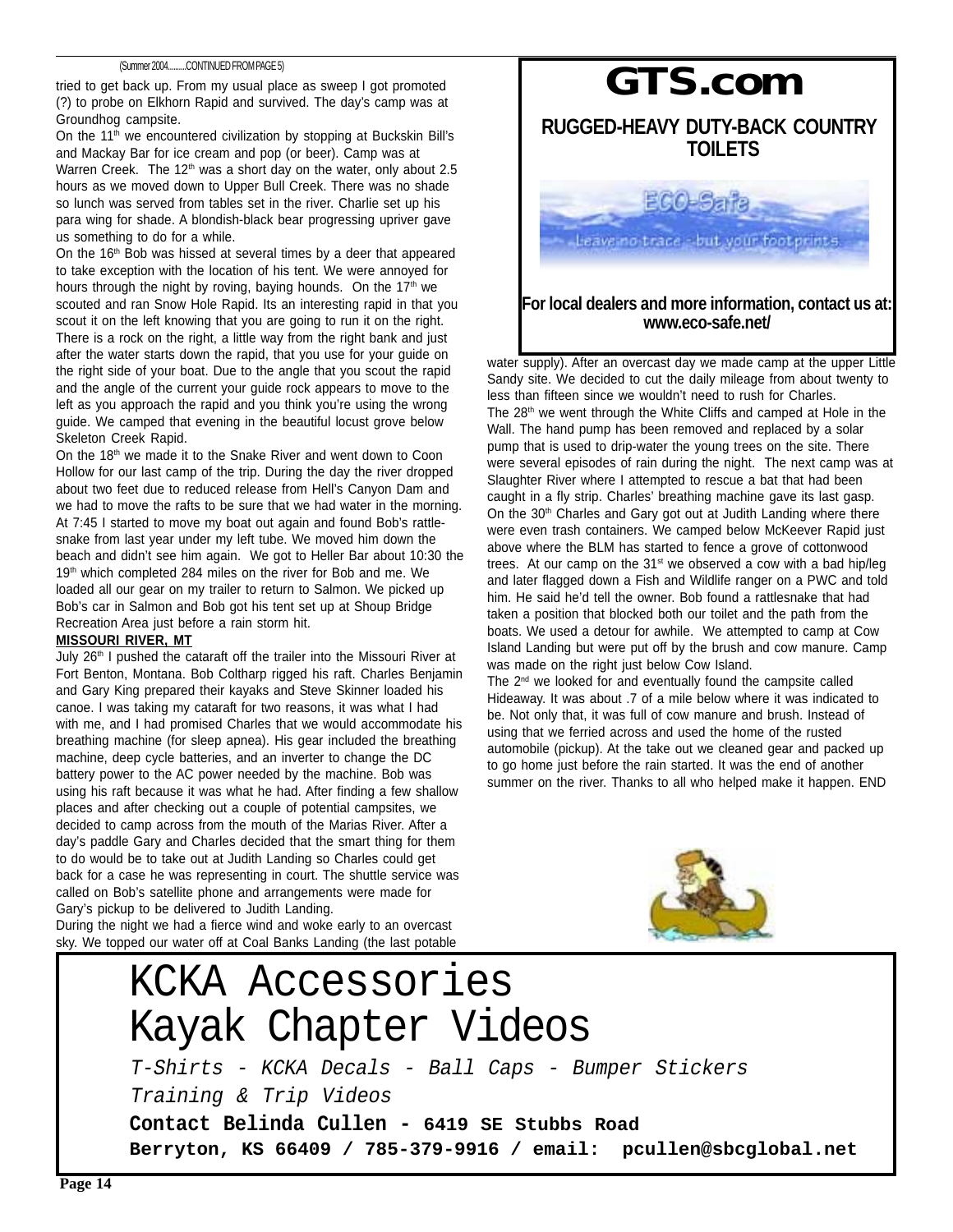(Summer 2004..........CONTINUED FROM PAGE 5)

tried to get back up. From my usual place as sweep I got promoted (?) to probe on Elkhorn Rapid and survived. The day's camp was at Groundhog campsite.

On the 11th we encountered civilization by stopping at Buckskin Bill's and Mackay Bar for ice cream and pop (or beer). Camp was at Warren Creek. The 12th was a short day on the water, only about 2.5 hours as we moved down to Upper Bull Creek. There was no shade so lunch was served from tables set in the river. Charlie set up his para wing for shade. A blondish-black bear progressing upriver gave us something to do for a while.

On the 16th Bob was hissed at several times by a deer that appeared to take exception with the location of his tent. We were annoyed for hours through the night by roving, baying hounds. On the 17th we scouted and ran Snow Hole Rapid. Its an interesting rapid in that you scout it on the left knowing that you are going to run it on the right. There is a rock on the right, a little way from the right bank and just after the water starts down the rapid, that you use for your guide on the right side of your boat. Due to the angle that you scout the rapid and the angle of the current your guide rock appears to move to the left as you approach the rapid and you think you're using the wrong guide. We camped that evening in the beautiful locust grove below Skeleton Creek Rapid.

On the 18th we made it to the Snake River and went down to Coon Hollow for our last camp of the trip. During the day the river dropped about two feet due to reduced release from Hell's Canyon Dam and we had to move the rafts to be sure that we had water in the morning. At 7:45 I started to move my boat out again and found Bob's rattlesnake from last year under my left tube. We moved him down the beach and didn't see him again. We got to Heller Bar about 10:30 the 19th which completed 284 miles on the river for Bob and me. We loaded all our gear on my trailer to return to Salmon. We picked up Bob's car in Salmon and Bob got his tent set up at Shoup Bridge Recreation Area just before a rain storm hit.

**MISSOURI RIVER, MT**

July 26th I pushed the cataraft off the trailer into the Missouri River at Fort Benton, Montana. Bob Coltharp rigged his raft. Charles Benjamin and Gary King prepared their kayaks and Steve Skinner loaded his canoe. I was taking my cataraft for two reasons, it was what I had with me, and I had promised Charles that we would accommodate his breathing machine (for sleep apnea). His gear included the breathing machine, deep cycle batteries, and an inverter to change the DC battery power to the AC power needed by the machine. Bob was using his raft because it was what he had. After finding a few shallow places and after checking out a couple of potential campsites, we decided to camp across from the mouth of the Marias River. After a day's paddle Gary and Charles decided that the smart thing for them to do would be to take out at Judith Landing so Charles could get back for a case he was representing in court. The shuttle service was called on Bob's satellite phone and arrangements were made for Gary's pickup to be delivered to Judith Landing.

During the night we had a fierce wind and woke early to an overcast sky. We topped our water off at Coal Banks Landing (the last potable water supply). After an overcast day we made camp at the upper Little Sandy site. We decided to cut the daily mileage from about twenty to less than fifteen since we wouldn't need to rush for Charles.

The 28th we went through the White Cliffs and camped at Hole in the Wall. The hand pump has been removed and replaced by a solar pump that is used to drip-water the young trees on the site. There were several episodes of rain during the night. The next camp was at Slaughter River where I attempted to rescue a bat that had been caught in a fly strip. Charles' breathing machine gave its last gasp.

On the 30th Charles and Gary got out at Judith Landing where there were even trash containers. We camped below McKeever Rapid just above where the BLM has started to fence a grove of cottonwood trees. At our camp on the 31st we observed a cow with a bad hip/leg and later flagged down a Fish and Wildlife ranger on a PWC and told him. He said he'd tell the owner. Bob found a rattlesnake that had taken a position that blocked both our toilet and the path from the boats. We used a detour for awhile. We attempted to camp at Cow Island Landing but were put off by the brush and cow manure. Camp was made on the right just below Cow Island.

The 2nd we looked for and eventually found the campsite called Hideaway. It was about .7 of a mile below where it was indicated to be. Not only that, it was full of cow manure and brush. Instead of using that we ferried across and used the home of the rusted automobile (pickup). At the take out we cleaned gear and packed up to go home just before the rain started. It was the end of another summer on the river. Thanks to all who helped make it happen. END

---

# GTS.com

**RUGGED-HEAVY DUTY-BACK COUNTRY TOILETS**

ECO-Safe

Leave no trace - but your footprints.

**For local dealers and more information, contact us at: www.eco-safe.net/**

---

# KCKA Accessories
# Kayak Chapter Videos

*T-Shirts - KCKA Decals - Ball Caps - Bumper Stickers*

*Training & Trip Videos*

**Contact Belinda Cullen - 6419 SE Stubbs Road**

**Berryton, KS 66409 / 785-379-9916 / email: pcullen@sbcglobal.net**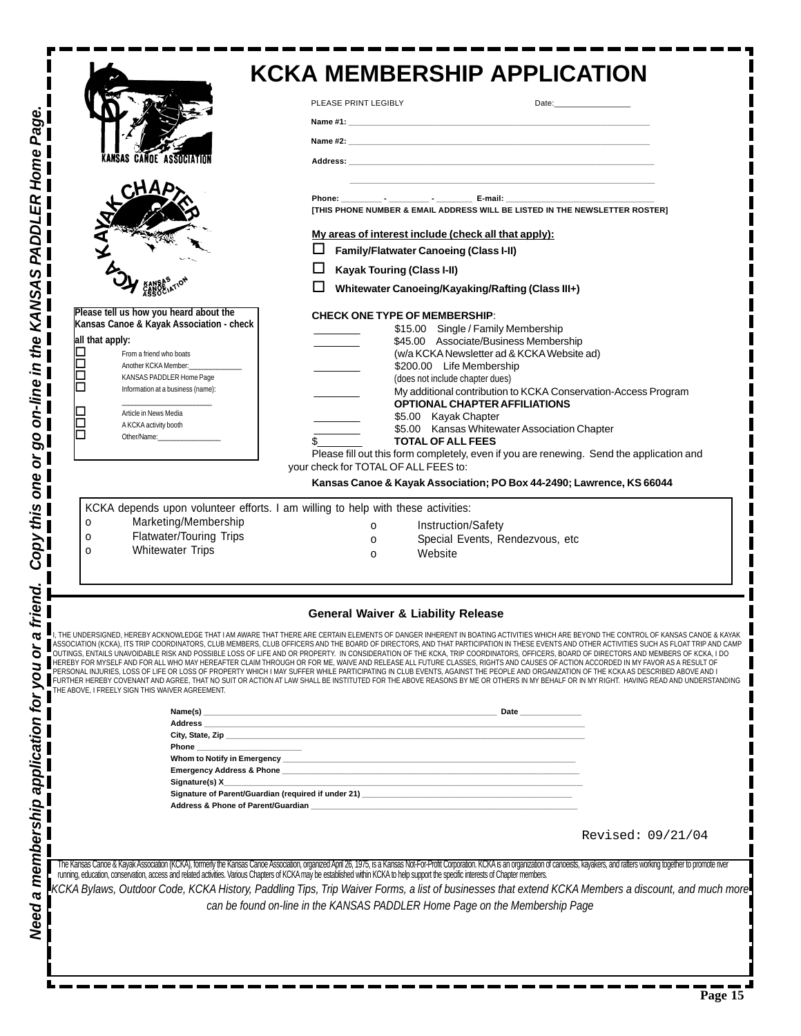# KCKA MEMBERSHIP APPLICATION

*Need a membership application for you or a friend. Copy this one or go on-line in the KANSAS PADDLER Home Page.*

KANSAS CANOE ASSOCIATION

KCKA KAYAK CHAPTER KANSAS CANOE ASSOCIATION

PLEASE PRINT LEGIBLY Date:_______________

**Name #1:** ________________________________________________________________

**Name #2:** ________________________________________________________________

**Address:** ________________________________________________________________

________________________________________________________________

**Phone:** _________ - _________ - _________ **E-mail:** ________________________________

**[THIS PHONE NUMBER & EMAIL ADDRESS WILL BE LISTED IN THE NEWSLETTER ROSTER]**

**My areas of interest include (check all that apply):**

- ☐ **Family/Flatwater Canoeing (Class I-II)**
- ☐ **Kayak Touring (Class I-II)**
- ☐ **Whitewater Canoeing/Kayaking/Rafting (Class III+)**

**Please tell us how you heard about the Kansas Canoe & Kayak Association - check all that apply:**

- ☐ From a friend who boats
- ☐ Another KCKA Member:______________
- ☐ KANSAS PADDLER Home Page
- ☐ Information at a business (name): ______________________
- ☐ Article in News Media
- ☐ A KCKA activity booth
- ☐ Other/Name:________________

**CHECK ONE TYPE OF MEMBERSHIP**:

________ $15.00 Single / Family Membership

________ $45.00 Associate/Business Membership (w/a KCKA Newsletter ad & KCKA Website ad)

________ $200.00 Life Membership (does not include chapter dues)

________ My additional contribution to KCKA Conservation-Access Program

**OPTIONAL CHAPTER AFFILIATIONS**

________ $5.00 Kayak Chapter

________ $5.00 Kansas Whitewater Association Chapter

$________ **TOTAL OF ALL FEES**

Please fill out this form completely, even if you are renewing. Send the application and your check for TOTAL OF ALL FEES to:

**Kansas Canoe & Kayak Association; PO Box 44-2490; Lawrence, KS 66044**

KCKA depends upon volunteer efforts. I am willing to help with these activities:

- o Marketing/Membership
- o Flatwater/Touring Trips
- o Whitewater Trips
- o Instruction/Safety
- o Special Events, Rendezvous, etc
- o Website

## General Waiver & Liability Release

I, THE UNDERSIGNED, HEREBY ACKNOWLEDGE THAT I AM AWARE THAT THERE ARE CERTAIN ELEMENTS OF DANGER INHERENT IN BOATING ACTIVITIES WHICH ARE BEYOND THE CONTROL OF KANSAS CANOE & KAYAK ASSOCIATION (KCKA), ITS TRIP COORDINATORS, CLUB MEMBERS, CLUB OFFICERS AND THE BOARD OF DIRECTORS, AND THAT PARTICIPATION IN THESE EVENTS AND OTHER ACTIVITIES SUCH AS FLOAT TRIP AND CAMP OUTINGS, ENTAILS UNAVOIDABLE RISK AND POSSIBLE LOSS OF LIFE AND OR PROPERTY. IN CONSIDERATION OF THE KCKA, TRIP COORDINATORS, OFFICERS, BOARD OF DIRECTORS AND MEMBERS OF KCKA, I DO HEREBY FOR MYSELF AND FOR ALL WHO MAY HEREAFTER CLAIM THROUGH OR FOR ME, WAIVE AND RELEASE ALL FUTURE CLASSES, RIGHTS AND CAUSES OF ACTION ACCORDED IN MY FAVOR AS A RESULT OF PERSONAL INJURIES, LOSS OF LIFE OR LOSS OF PROPERTY WHICH I MAY SUFFER WHILE PARTICIPATING IN CLUB EVENTS, AGAINST THE PEOPLE AND ORGANIZATION OF THE KCKA AS DESCRIBED ABOVE AND I FURTHER HEREBY COVENANT AND AGREE, THAT NO SUIT OR ACTION AT LAW SHALL BE INSTITUTED FOR THE ABOVE REASONS BY ME OR OTHERS IN MY BEHALF OR IN MY RIGHT. HAVING READ AND UNDERSTANDING THE ABOVE, I FREELY SIGN THIS WAIVER AGREEMENT.

**Name(s)** ________________________________________________ **Date** ______________

**Address** ________________________________________________________________

**City, State, Zip** ________________________________________________________________

**Phone** _______________________

**Whom to Notify in Emergency** ________________________________________________

**Emergency Address & Phone** ________________________________________________

**Signature(s) X**________________________________________________________________

**Signature of Parent/Guardian (required if under 21)** ______________________________

**Address & Phone of Parent/Guardian** ________________________________________

Revised: 09/21/04

The Kansas Canoe & Kayak Association (KCKA), formerly the Kansas Canoe Association, organized April 26, 1975, is a Kansas Not-For-Profit Corporation. KCKA is an organization of canoeists, kayakers, and rafters working together to promote river running, education, conservation, access and related activities. Various Chapters of KCKA may be established within KCKA to help support the specific interests of Chapter members.

*KCKA Bylaws, Outdoor Code, KCKA History, Paddling Tips, Trip Waiver Forms, a list of businesses that extend KCKA Members a discount, and much more can be found on-line in the KANSAS PADDLER Home Page on the Membership Page*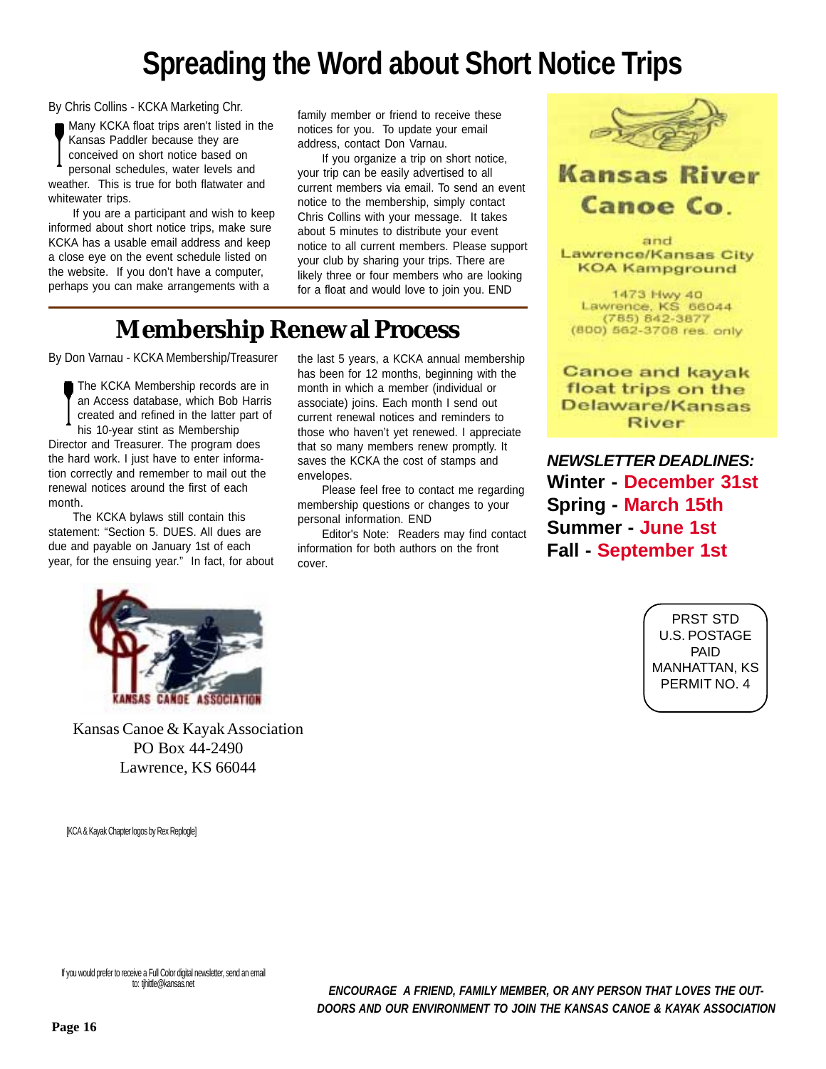# Spreading the Word about Short Notice Trips

By Chris Collins - KCKA Marketing Chr.

Many KCKA float trips aren't listed in the Kansas Paddler because they are conceived on short notice based on personal schedules, water levels and weather. This is true for both flatwater and whitewater trips.

If you are a participant and wish to keep informed about short notice trips, make sure KCKA has a usable email address and keep a close eye on the event schedule listed on the website. If you don't have a computer, perhaps you can make arrangements with a family member or friend to receive these notices for you. To update your email address, contact Don Varnau.

If you organize a trip on short notice, your trip can be easily advertised to all current members via email. To send an event notice to the membership, simply contact Chris Collins with your message. It takes about 5 minutes to distribute your event notice to all current members. Please support your club by sharing your trips. There are likely three or four members who are looking for a float and would love to join you. END

# Membership Renewal Process

By Don Varnau - KCKA Membership/Treasurer

The KCKA Membership records are in an Access database, which Bob Harris created and refined in the latter part of his 10-year stint as Membership Director and Treasurer. The program does the hard work. I just have to enter information correctly and remember to mail out the renewal notices around the first of each month.

The KCKA bylaws still contain this statement: "Section 5. DUES. All dues are due and payable on January 1st of each year, for the ensuing year." In fact, for about the last 5 years, a KCKA annual membership has been for 12 months, beginning with the month in which a member (individual or associate) joins. Each month I send out current renewal notices and reminders to those who haven't yet renewed. I appreciate that so many members renew promptly. It saves the KCKA the cost of stamps and envelopes.

Please feel free to contact me regarding membership questions or changes to your personal information. END

Editor's Note: Readers may find contact information for both authors on the front cover.

**Kansas River Canoe Co.**

and
Lawrence/Kansas City KOA Kampground

1473 Hwy 40
Lawrence, KS 66044
(785) 842-3877
(800) 562-3708 res. only

Canoe and kayak float trips on the Delaware/Kansas River

***NEWSLETTER DEADLINES:***

**Winter - December 31st**
**Spring - March 15th**
**Summer - June 1st**
**Fall - September 1st**

KANSAS CANOE ASSOCIATION

Kansas Canoe & Kayak Association
PO Box 44-2490
Lawrence, KS 66044

PRST STD
U.S. POSTAGE
PAID
MANHATTAN, KS
PERMIT NO. 4

[KCA & Kayak Chapter logos by Rex Replogle]

If you would prefer to receive a Full Color digital newsletter, send an email to: tjhittle@kansas.net

***ENCOURAGE A FRIEND, FAMILY MEMBER, OR ANY PERSON THAT LOVES THE OUTDOORS AND OUR ENVIRONMENT TO JOIN THE KANSAS CANOE & KAYAK ASSOCIATION***